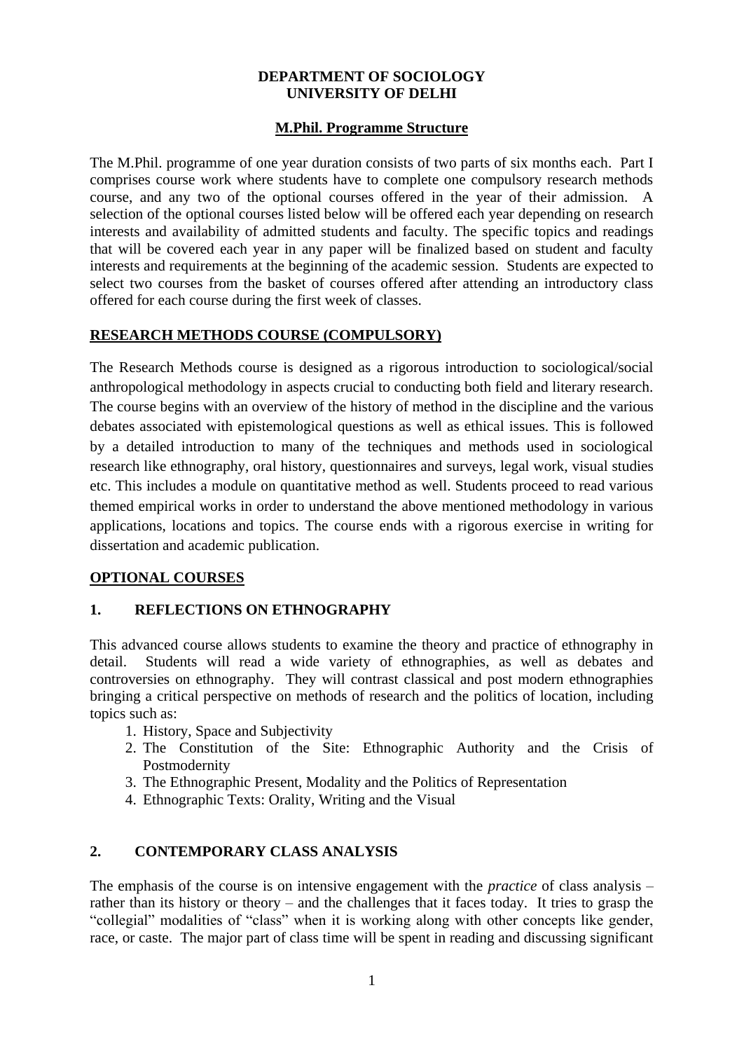**DEPARTMENT OF SOCIOLOGY**
**UNIVERSITY OF DELHI**

## M.Phil. Programme Structure

The M.Phil. programme of one year duration consists of two parts of six months each. Part I comprises course work where students have to complete one compulsory research methods course, and any two of the optional courses offered in the year of their admission. A selection of the optional courses listed below will be offered each year depending on research interests and availability of admitted students and faculty. The specific topics and readings that will be covered each year in any paper will be finalized based on student and faculty interests and requirements at the beginning of the academic session. Students are expected to select two courses from the basket of courses offered after attending an introductory class offered for each course during the first week of classes.

## RESEARCH METHODS COURSE (COMPULSORY)

The Research Methods course is designed as a rigorous introduction to sociological/social anthropological methodology in aspects crucial to conducting both field and literary research. The course begins with an overview of the history of method in the discipline and the various debates associated with epistemological questions as well as ethical issues. This is followed by a detailed introduction to many of the techniques and methods used in sociological research like ethnography, oral history, questionnaires and surveys, legal work, visual studies etc. This includes a module on quantitative method as well. Students proceed to read various themed empirical works in order to understand the above mentioned methodology in various applications, locations and topics. The course ends with a rigorous exercise in writing for dissertation and academic publication.

## OPTIONAL COURSES

### 1. REFLECTIONS ON ETHNOGRAPHY

This advanced course allows students to examine the theory and practice of ethnography in detail. Students will read a wide variety of ethnographies, as well as debates and controversies on ethnography. They will contrast classical and post modern ethnographies bringing a critical perspective on methods of research and the politics of location, including topics such as:

1. History, Space and Subjectivity
2. The Constitution of the Site: Ethnographic Authority and the Crisis of Postmodernity
3. The Ethnographic Present, Modality and the Politics of Representation
4. Ethnographic Texts: Orality, Writing and the Visual

### 2. CONTEMPORARY CLASS ANALYSIS

The emphasis of the course is on intensive engagement with the *practice* of class analysis – rather than its history or theory – and the challenges that it faces today. It tries to grasp the "collegial" modalities of "class" when it is working along with other concepts like gender, race, or caste. The major part of class time will be spent in reading and discussing significant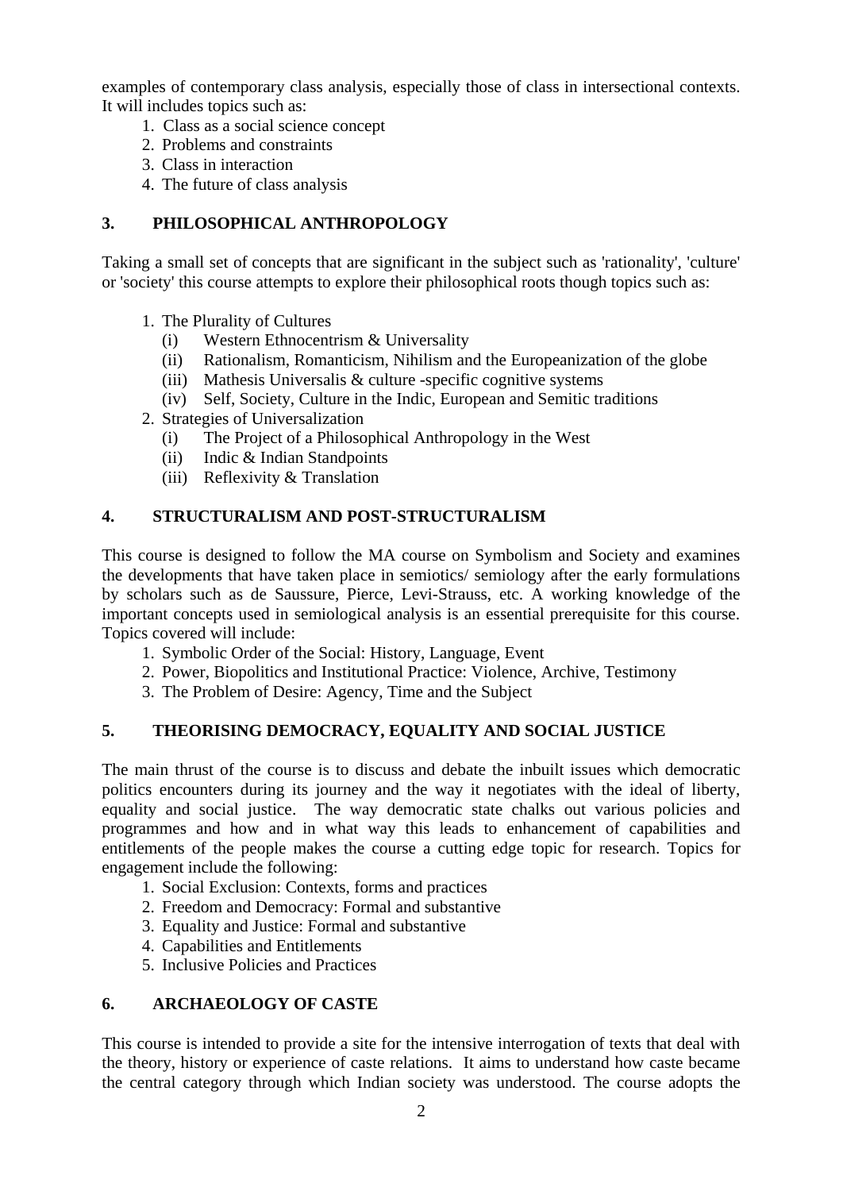examples of contemporary class analysis, especially those of class in intersectional contexts. It will includes topics such as:

1. Class as a social science concept
2. Problems and constraints
3. Class in interaction
4. The future of class analysis

## 3. PHILOSOPHICAL ANTHROPOLOGY

Taking a small set of concepts that are significant in the subject such as 'rationality', 'culture' or 'society' this course attempts to explore their philosophical roots though topics such as:

1. The Plurality of Cultures
   - (i) Western Ethnocentrism & Universality
   - (ii) Rationalism, Romanticism, Nihilism and the Europeanization of the globe
   - (iii) Mathesis Universalis & culture -specific cognitive systems
   - (iv) Self, Society, Culture in the Indic, European and Semitic traditions
2. Strategies of Universalization
   - (i) The Project of a Philosophical Anthropology in the West
   - (ii) Indic & Indian Standpoints
   - (iii) Reflexivity & Translation

## 4. STRUCTURALISM AND POST-STRUCTURALISM

This course is designed to follow the MA course on Symbolism and Society and examines the developments that have taken place in semiotics/ semiology after the early formulations by scholars such as de Saussure, Pierce, Levi-Strauss, etc. A working knowledge of the important concepts used in semiological analysis is an essential prerequisite for this course. Topics covered will include:

1. Symbolic Order of the Social: History, Language, Event
2. Power, Biopolitics and Institutional Practice: Violence, Archive, Testimony
3. The Problem of Desire: Agency, Time and the Subject

## 5. THEORISING DEMOCRACY, EQUALITY AND SOCIAL JUSTICE

The main thrust of the course is to discuss and debate the inbuilt issues which democratic politics encounters during its journey and the way it negotiates with the ideal of liberty, equality and social justice. The way democratic state chalks out various policies and programmes and how and in what way this leads to enhancement of capabilities and entitlements of the people makes the course a cutting edge topic for research. Topics for engagement include the following:

1. Social Exclusion: Contexts, forms and practices
2. Freedom and Democracy: Formal and substantive
3. Equality and Justice: Formal and substantive
4. Capabilities and Entitlements
5. Inclusive Policies and Practices

## 6. ARCHAEOLOGY OF CASTE

This course is intended to provide a site for the intensive interrogation of texts that deal with the theory, history or experience of caste relations. It aims to understand how caste became the central category through which Indian society was understood. The course adopts the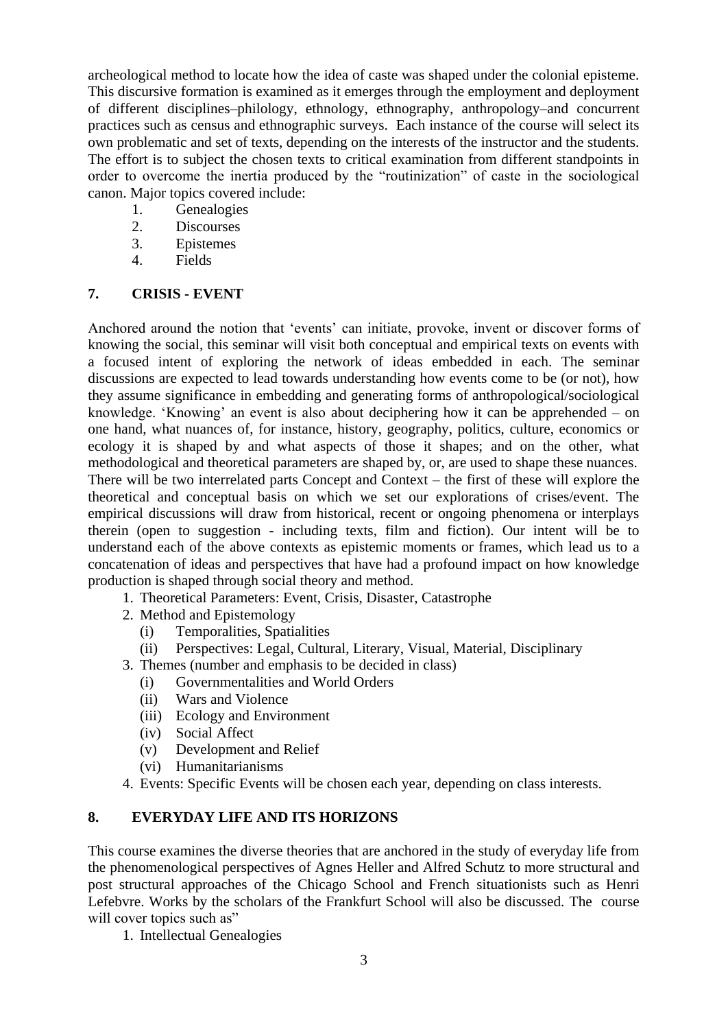archeological method to locate how the idea of caste was shaped under the colonial episteme. This discursive formation is examined as it emerges through the employment and deployment of different disciplines–philology, ethnology, ethnography, anthropology–and concurrent practices such as census and ethnographic surveys. Each instance of the course will select its own problematic and set of texts, depending on the interests of the instructor and the students. The effort is to subject the chosen texts to critical examination from different standpoints in order to overcome the inertia produced by the "routinization" of caste in the sociological canon. Major topics covered include:

1. Genealogies
2. Discourses
3. Epistemes
4. Fields

## 7. CRISIS - EVENT

Anchored around the notion that 'events' can initiate, provoke, invent or discover forms of knowing the social, this seminar will visit both conceptual and empirical texts on events with a focused intent of exploring the network of ideas embedded in each. The seminar discussions are expected to lead towards understanding how events come to be (or not), how they assume significance in embedding and generating forms of anthropological/sociological knowledge. 'Knowing' an event is also about deciphering how it can be apprehended – on one hand, what nuances of, for instance, history, geography, politics, culture, economics or ecology it is shaped by and what aspects of those it shapes; and on the other, what methodological and theoretical parameters are shaped by, or, are used to shape these nuances. There will be two interrelated parts Concept and Context – the first of these will explore the theoretical and conceptual basis on which we set our explorations of crises/event. The empirical discussions will draw from historical, recent or ongoing phenomena or interplays therein (open to suggestion - including texts, film and fiction). Our intent will be to understand each of the above contexts as epistemic moments or frames, which lead us to a concatenation of ideas and perspectives that have had a profound impact on how knowledge production is shaped through social theory and method.

1. Theoretical Parameters: Event, Crisis, Disaster, Catastrophe
2. Method and Epistemology
   - (i) Temporalities, Spatialities
   - (ii) Perspectives: Legal, Cultural, Literary, Visual, Material, Disciplinary
3. Themes (number and emphasis to be decided in class)
   - (i) Governmentalities and World Orders
   - (ii) Wars and Violence
   - (iii) Ecology and Environment
   - (iv) Social Affect
   - (v) Development and Relief
   - (vi) Humanitarianisms
4. Events: Specific Events will be chosen each year, depending on class interests.

## 8. EVERYDAY LIFE AND ITS HORIZONS

This course examines the diverse theories that are anchored in the study of everyday life from the phenomenological perspectives of Agnes Heller and Alfred Schutz to more structural and post structural approaches of the Chicago School and French situationists such as Henri Lefebvre. Works by the scholars of the Frankfurt School will also be discussed. The course will cover topics such as"

1. Intellectual Genealogies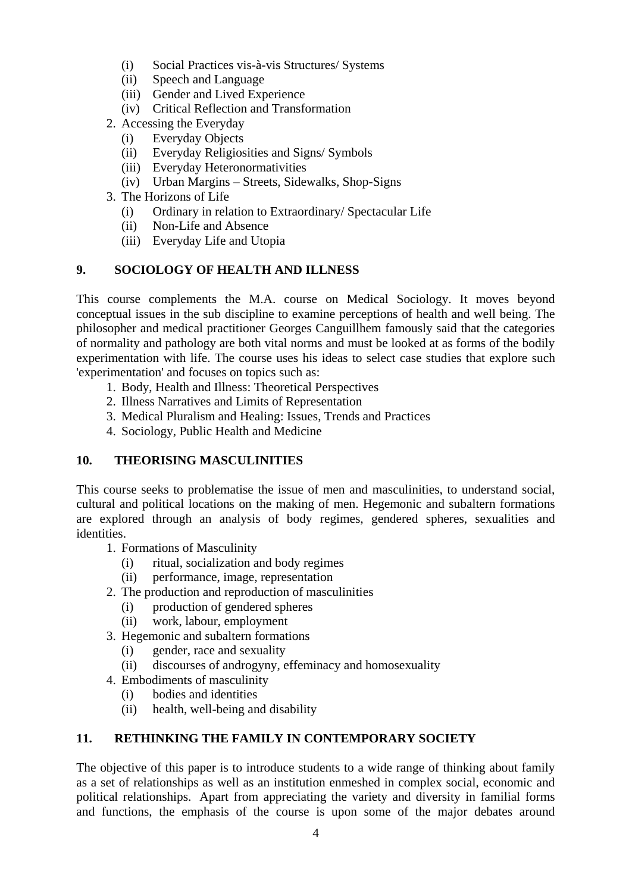(i) Social Practices vis-à-vis Structures/ Systems
   (ii) Speech and Language
   (iii) Gender and Lived Experience
   (iv) Critical Reflection and Transformation
2. Accessing the Everyday
   (i) Everyday Objects
   (ii) Everyday Religiosities and Signs/ Symbols
   (iii) Everyday Heteronormativities
   (iv) Urban Margins – Streets, Sidewalks, Shop-Signs
3. The Horizons of Life
   (i) Ordinary in relation to Extraordinary/ Spectacular Life
   (ii) Non-Life and Absence
   (iii) Everyday Life and Utopia

## 9. SOCIOLOGY OF HEALTH AND ILLNESS

This course complements the M.A. course on Medical Sociology. It moves beyond conceptual issues in the sub discipline to examine perceptions of health and well being. The philosopher and medical practitioner Georges Canguillhem famously said that the categories of normality and pathology are both vital norms and must be looked at as forms of the bodily experimentation with life. The course uses his ideas to select case studies that explore such 'experimentation' and focuses on topics such as:

1. Body, Health and Illness: Theoretical Perspectives
2. Illness Narratives and Limits of Representation
3. Medical Pluralism and Healing: Issues, Trends and Practices
4. Sociology, Public Health and Medicine

## 10. THEORISING MASCULINITIES

This course seeks to problematise the issue of men and masculinities, to understand social, cultural and political locations on the making of men. Hegemonic and subaltern formations are explored through an analysis of body regimes, gendered spheres, sexualities and identities.

1. Formations of Masculinity
   (i) ritual, socialization and body regimes
   (ii) performance, image, representation
2. The production and reproduction of masculinities
   (i) production of gendered spheres
   (ii) work, labour, employment
3. Hegemonic and subaltern formations
   (i) gender, race and sexuality
   (ii) discourses of androgyny, effeminacy and homosexuality
4. Embodiments of masculinity
   (i) bodies and identities
   (ii) health, well-being and disability

## 11. RETHINKING THE FAMILY IN CONTEMPORARY SOCIETY

The objective of this paper is to introduce students to a wide range of thinking about family as a set of relationships as well as an institution enmeshed in complex social, economic and political relationships. Apart from appreciating the variety and diversity in familial forms and functions, the emphasis of the course is upon some of the major debates around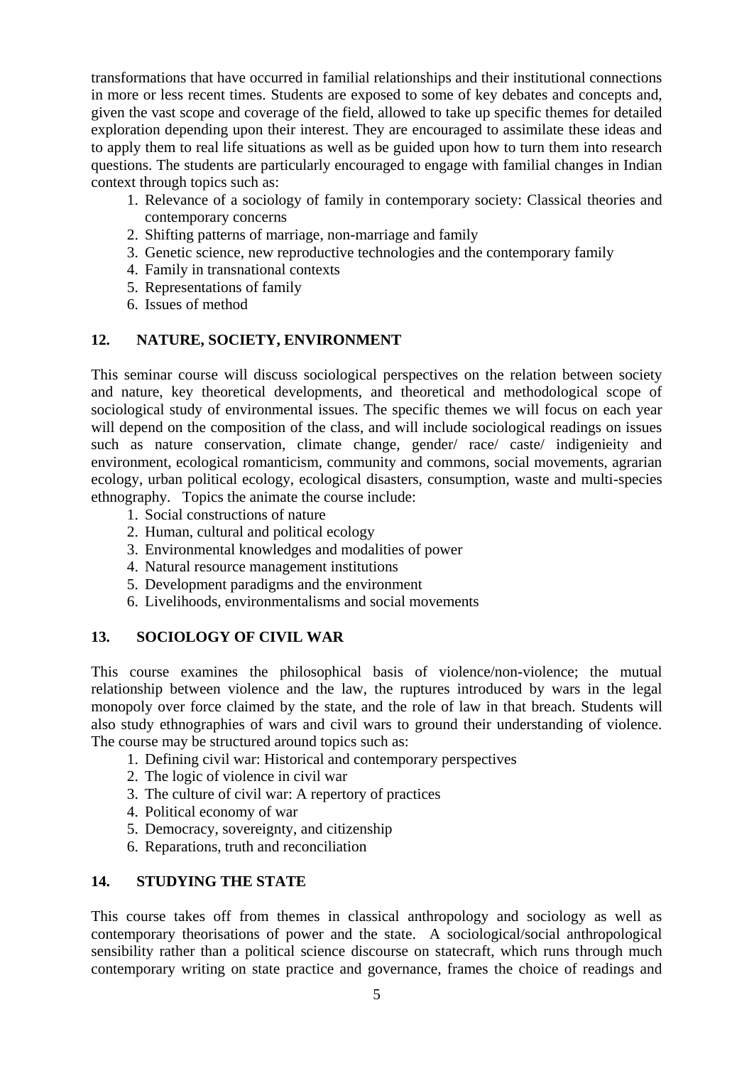transformations that have occurred in familial relationships and their institutional connections in more or less recent times. Students are exposed to some of key debates and concepts and, given the vast scope and coverage of the field, allowed to take up specific themes for detailed exploration depending upon their interest. They are encouraged to assimilate these ideas and to apply them to real life situations as well as be guided upon how to turn them into research questions. The students are particularly encouraged to engage with familial changes in Indian context through topics such as:

1. Relevance of a sociology of family in contemporary society: Classical theories and contemporary concerns
2. Shifting patterns of marriage, non-marriage and family
3. Genetic science, new reproductive technologies and the contemporary family
4. Family in transnational contexts
5. Representations of family
6. Issues of method

## 12. NATURE, SOCIETY, ENVIRONMENT

This seminar course will discuss sociological perspectives on the relation between society and nature, key theoretical developments, and theoretical and methodological scope of sociological study of environmental issues. The specific themes we will focus on each year will depend on the composition of the class, and will include sociological readings on issues such as nature conservation, climate change, gender/ race/ caste/ indigenieity and environment, ecological romanticism, community and commons, social movements, agrarian ecology, urban political ecology, ecological disasters, consumption, waste and multi-species ethnography. Topics the animate the course include:

1. Social constructions of nature
2. Human, cultural and political ecology
3. Environmental knowledges and modalities of power
4. Natural resource management institutions
5. Development paradigms and the environment
6. Livelihoods, environmentalisms and social movements

## 13. SOCIOLOGY OF CIVIL WAR

This course examines the philosophical basis of violence/non-violence; the mutual relationship between violence and the law, the ruptures introduced by wars in the legal monopoly over force claimed by the state, and the role of law in that breach. Students will also study ethnographies of wars and civil wars to ground their understanding of violence. The course may be structured around topics such as:

1. Defining civil war: Historical and contemporary perspectives
2. The logic of violence in civil war
3. The culture of civil war: A repertory of practices
4. Political economy of war
5. Democracy, sovereignty, and citizenship
6. Reparations, truth and reconciliation

## 14. STUDYING THE STATE

This course takes off from themes in classical anthropology and sociology as well as contemporary theorisations of power and the state. A sociological/social anthropological sensibility rather than a political science discourse on statecraft, which runs through much contemporary writing on state practice and governance, frames the choice of readings and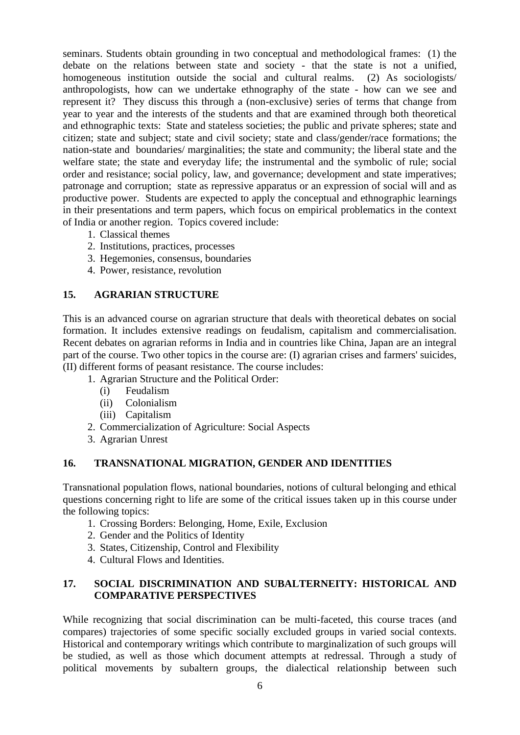seminars. Students obtain grounding in two conceptual and methodological frames: (1) the debate on the relations between state and society - that the state is not a unified, homogeneous institution outside the social and cultural realms. (2) As sociologists/ anthropologists, how can we undertake ethnography of the state - how can we see and represent it? They discuss this through a (non-exclusive) series of terms that change from year to year and the interests of the students and that are examined through both theoretical and ethnographic texts: State and stateless societies; the public and private spheres; state and citizen; state and subject; state and civil society; state and class/gender/race formations; the nation-state and boundaries/ marginalities; the state and community; the liberal state and the welfare state; the state and everyday life; the instrumental and the symbolic of rule; social order and resistance; social policy, law, and governance; development and state imperatives; patronage and corruption; state as repressive apparatus or an expression of social will and as productive power. Students are expected to apply the conceptual and ethnographic learnings in their presentations and term papers, which focus on empirical problematics in the context of India or another region. Topics covered include:

1. Classical themes
2. Institutions, practices, processes
3. Hegemonies, consensus, boundaries
4. Power, resistance, revolution

## 15. AGRARIAN STRUCTURE

This is an advanced course on agrarian structure that deals with theoretical debates on social formation. It includes extensive readings on feudalism, capitalism and commercialisation. Recent debates on agrarian reforms in India and in countries like China, Japan are an integral part of the course. Two other topics in the course are: (I) agrarian crises and farmers' suicides, (II) different forms of peasant resistance. The course includes:

1. Agrarian Structure and the Political Order:
   - (i) Feudalism
   - (ii) Colonialism
   - (iii) Capitalism
2. Commercialization of Agriculture: Social Aspects
3. Agrarian Unrest

## 16. TRANSNATIONAL MIGRATION, GENDER AND IDENTITIES

Transnational population flows, national boundaries, notions of cultural belonging and ethical questions concerning right to life are some of the critical issues taken up in this course under the following topics:

1. Crossing Borders: Belonging, Home, Exile, Exclusion
2. Gender and the Politics of Identity
3. States, Citizenship, Control and Flexibility
4. Cultural Flows and Identities.

## 17. SOCIAL DISCRIMINATION AND SUBALTERNEITY: HISTORICAL AND COMPARATIVE PERSPECTIVES

While recognizing that social discrimination can be multi-faceted, this course traces (and compares) trajectories of some specific socially excluded groups in varied social contexts. Historical and contemporary writings which contribute to marginalization of such groups will be studied, as well as those which document attempts at redressal. Through a study of political movements by subaltern groups, the dialectical relationship between such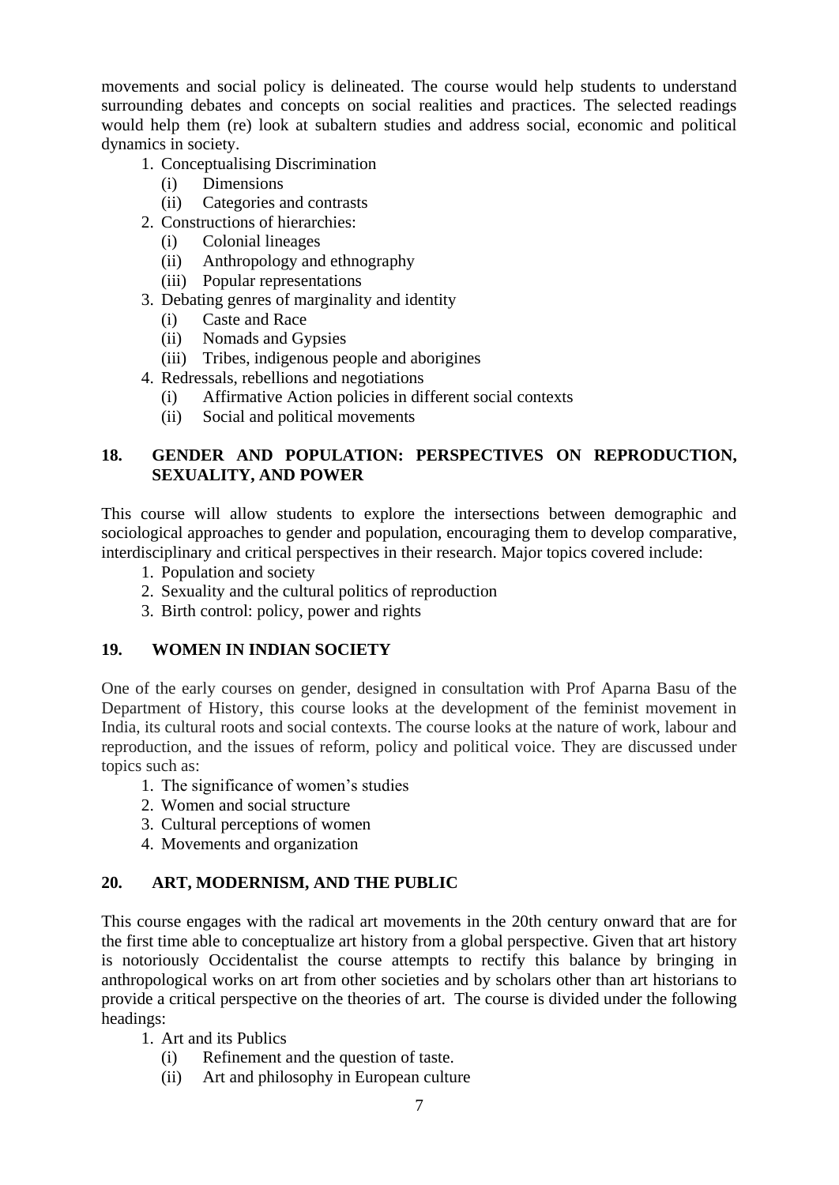movements and social policy is delineated. The course would help students to understand surrounding debates and concepts on social realities and practices. The selected readings would help them (re) look at subaltern studies and address social, economic and political dynamics in society.

1. Conceptualising Discrimination
   - (i) Dimensions
   - (ii) Categories and contrasts
2. Constructions of hierarchies:
   - (i) Colonial lineages
   - (ii) Anthropology and ethnography
   - (iii) Popular representations
3. Debating genres of marginality and identity
   - (i) Caste and Race
   - (ii) Nomads and Gypsies
   - (iii) Tribes, indigenous people and aborigines
4. Redressals, rebellions and negotiations
   - (i) Affirmative Action policies in different social contexts
   - (ii) Social and political movements

### 18. GENDER AND POPULATION: PERSPECTIVES ON REPRODUCTION, SEXUALITY, AND POWER

This course will allow students to explore the intersections between demographic and sociological approaches to gender and population, encouraging them to develop comparative, interdisciplinary and critical perspectives in their research. Major topics covered include:

1. Population and society
2. Sexuality and the cultural politics of reproduction
3. Birth control: policy, power and rights

### 19. WOMEN IN INDIAN SOCIETY

One of the early courses on gender, designed in consultation with Prof Aparna Basu of the Department of History, this course looks at the development of the feminist movement in India, its cultural roots and social contexts. The course looks at the nature of work, labour and reproduction, and the issues of reform, policy and political voice. They are discussed under topics such as:

1. The significance of women's studies
2. Women and social structure
3. Cultural perceptions of women
4. Movements and organization

### 20. ART, MODERNISM, AND THE PUBLIC

This course engages with the radical art movements in the 20th century onward that are for the first time able to conceptualize art history from a global perspective. Given that art history is notoriously Occidentalist the course attempts to rectify this balance by bringing in anthropological works on art from other societies and by scholars other than art historians to provide a critical perspective on the theories of art. The course is divided under the following headings:

1. Art and its Publics
   - (i) Refinement and the question of taste.
   - (ii) Art and philosophy in European culture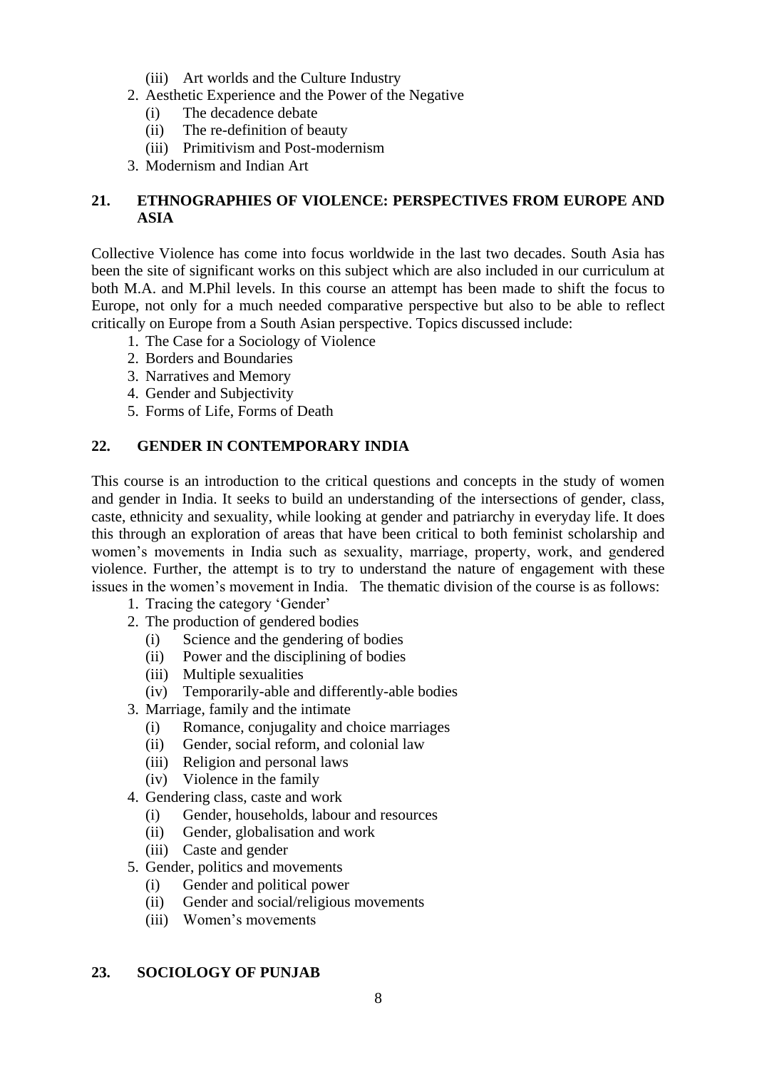- (iii) Art worlds and the Culture Industry
2. Aesthetic Experience and the Power of the Negative
   - (i) The decadence debate
   - (ii) The re-definition of beauty
   - (iii) Primitivism and Post-modernism
3. Modernism and Indian Art

## 21. ETHNOGRAPHIES OF VIOLENCE: PERSPECTIVES FROM EUROPE AND ASIA

Collective Violence has come into focus worldwide in the last two decades. South Asia has been the site of significant works on this subject which are also included in our curriculum at both M.A. and M.Phil levels. In this course an attempt has been made to shift the focus to Europe, not only for a much needed comparative perspective but also to be able to reflect critically on Europe from a South Asian perspective. Topics discussed include:

1. The Case for a Sociology of Violence
2. Borders and Boundaries
3. Narratives and Memory
4. Gender and Subjectivity
5. Forms of Life, Forms of Death

## 22. GENDER IN CONTEMPORARY INDIA

This course is an introduction to the critical questions and concepts in the study of women and gender in India. It seeks to build an understanding of the intersections of gender, class, caste, ethnicity and sexuality, while looking at gender and patriarchy in everyday life. It does this through an exploration of areas that have been critical to both feminist scholarship and women's movements in India such as sexuality, marriage, property, work, and gendered violence. Further, the attempt is to try to understand the nature of engagement with these issues in the women's movement in India. The thematic division of the course is as follows:

1. Tracing the category 'Gender'
2. The production of gendered bodies
   - (i) Science and the gendering of bodies
   - (ii) Power and the disciplining of bodies
   - (iii) Multiple sexualities
   - (iv) Temporarily-able and differently-able bodies
3. Marriage, family and the intimate
   - (i) Romance, conjugality and choice marriages
   - (ii) Gender, social reform, and colonial law
   - (iii) Religion and personal laws
   - (iv) Violence in the family
4. Gendering class, caste and work
   - (i) Gender, households, labour and resources
   - (ii) Gender, globalisation and work
   - (iii) Caste and gender
5. Gender, politics and movements
   - (i) Gender and political power
   - (ii) Gender and social/religious movements
   - (iii) Women's movements

## 23. SOCIOLOGY OF PUNJAB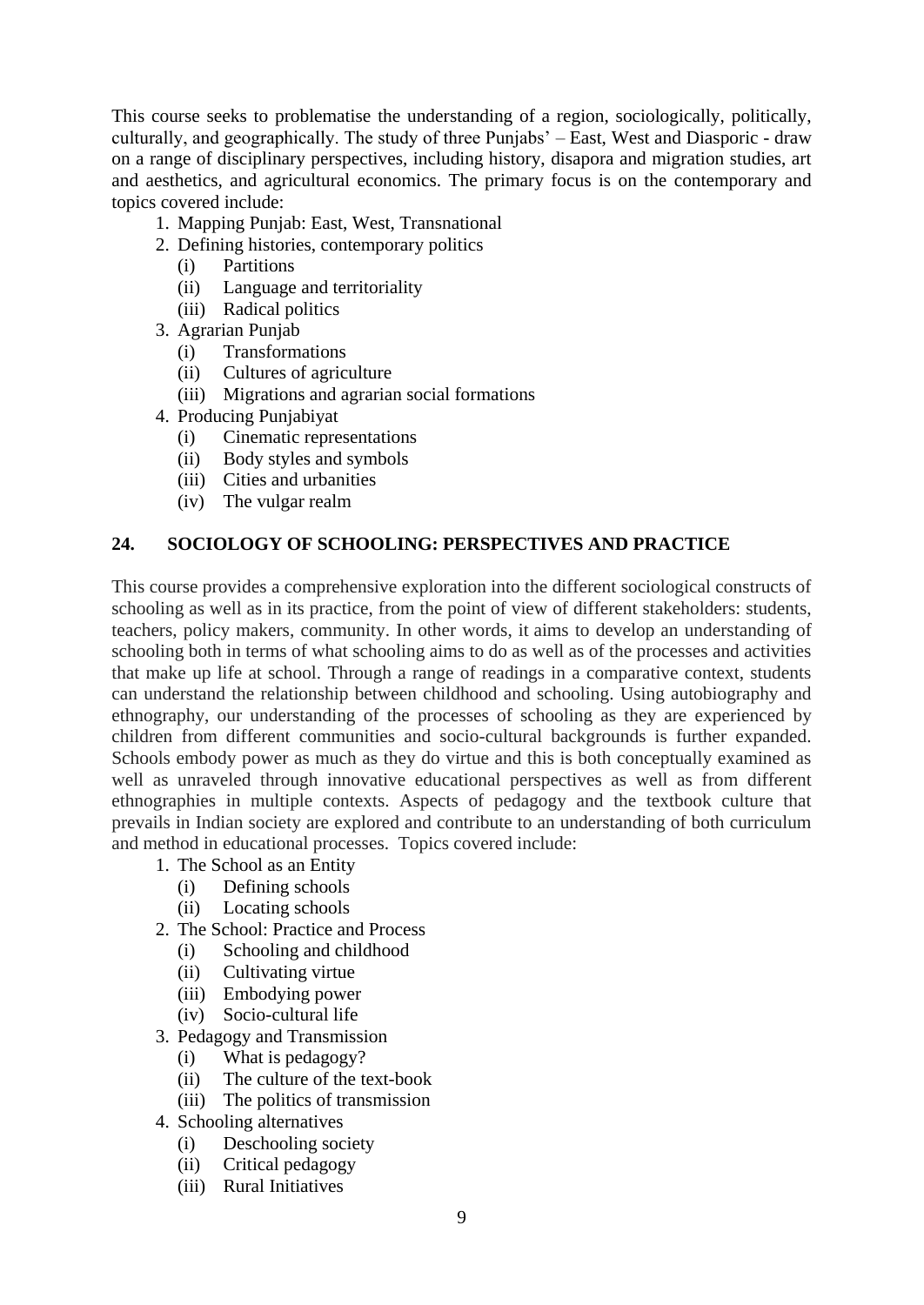This course seeks to problematise the understanding of a region, sociologically, politically, culturally, and geographically. The study of three Punjabs' – East, West and Diasporic - draw on a range of disciplinary perspectives, including history, disapora and migration studies, art and aesthetics, and agricultural economics. The primary focus is on the contemporary and topics covered include:

1. Mapping Punjab: East, West, Transnational
2. Defining histories, contemporary politics
   - (i) Partitions
   - (ii) Language and territoriality
   - (iii) Radical politics
3. Agrarian Punjab
   - (i) Transformations
   - (ii) Cultures of agriculture
   - (iii) Migrations and agrarian social formations
4. Producing Punjabiyat
   - (i) Cinematic representations
   - (ii) Body styles and symbols
   - (iii) Cities and urbanities
   - (iv) The vulgar realm

## 24. SOCIOLOGY OF SCHOOLING: PERSPECTIVES AND PRACTICE

This course provides a comprehensive exploration into the different sociological constructs of schooling as well as in its practice, from the point of view of different stakeholders: students, teachers, policy makers, community. In other words, it aims to develop an understanding of schooling both in terms of what schooling aims to do as well as of the processes and activities that make up life at school. Through a range of readings in a comparative context, students can understand the relationship between childhood and schooling. Using autobiography and ethnography, our understanding of the processes of schooling as they are experienced by children from different communities and socio-cultural backgrounds is further expanded. Schools embody power as much as they do virtue and this is both conceptually examined as well as unraveled through innovative educational perspectives as well as from different ethnographies in multiple contexts. Aspects of pedagogy and the textbook culture that prevails in Indian society are explored and contribute to an understanding of both curriculum and method in educational processes. Topics covered include:

1. The School as an Entity
   - (i) Defining schools
   - (ii) Locating schools
2. The School: Practice and Process
   - (i) Schooling and childhood
   - (ii) Cultivating virtue
   - (iii) Embodying power
   - (iv) Socio-cultural life
3. Pedagogy and Transmission
   - (i) What is pedagogy?
   - (ii) The culture of the text-book
   - (iii) The politics of transmission
4. Schooling alternatives
   - (i) Deschooling society
   - (ii) Critical pedagogy
   - (iii) Rural Initiatives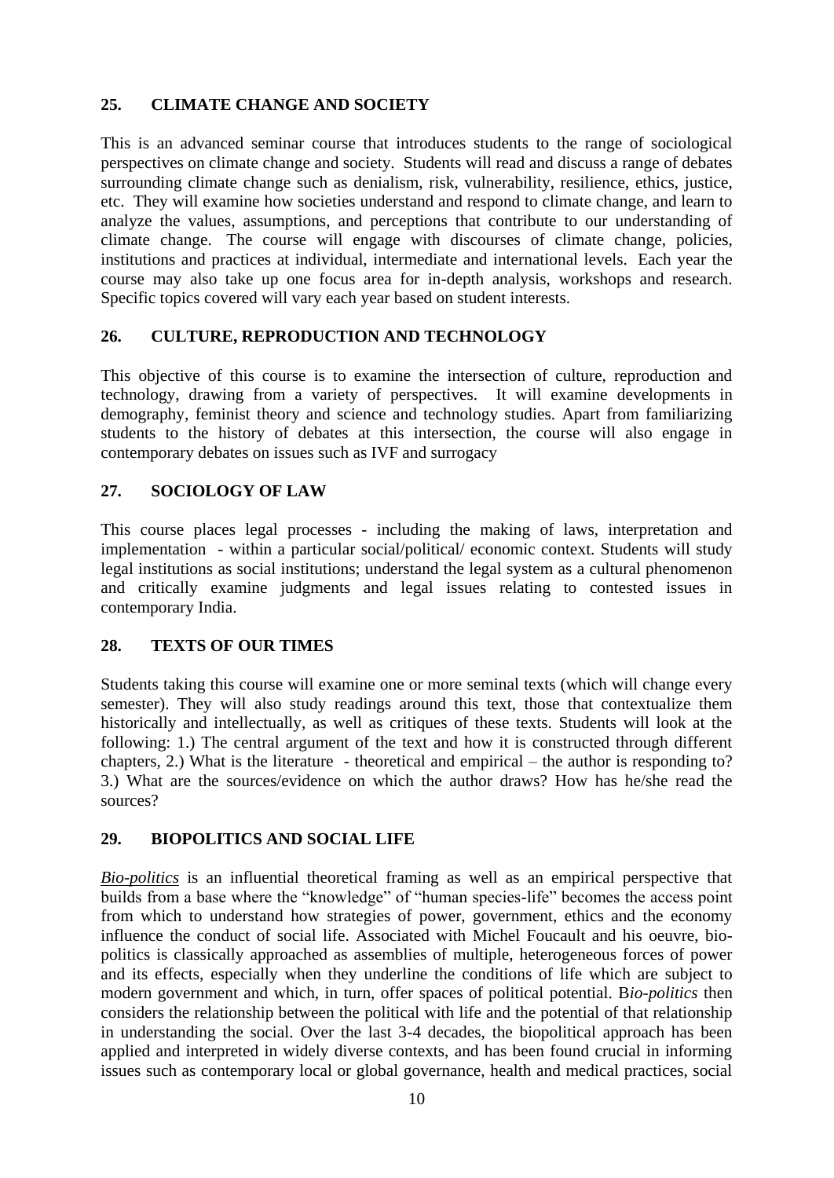## 25. CLIMATE CHANGE AND SOCIETY

This is an advanced seminar course that introduces students to the range of sociological perspectives on climate change and society. Students will read and discuss a range of debates surrounding climate change such as denialism, risk, vulnerability, resilience, ethics, justice, etc. They will examine how societies understand and respond to climate change, and learn to analyze the values, assumptions, and perceptions that contribute to our understanding of climate change. The course will engage with discourses of climate change, policies, institutions and practices at individual, intermediate and international levels. Each year the course may also take up one focus area for in-depth analysis, workshops and research. Specific topics covered will vary each year based on student interests.

## 26. CULTURE, REPRODUCTION AND TECHNOLOGY

This objective of this course is to examine the intersection of culture, reproduction and technology, drawing from a variety of perspectives. It will examine developments in demography, feminist theory and science and technology studies. Apart from familiarizing students to the history of debates at this intersection, the course will also engage in contemporary debates on issues such as IVF and surrogacy

## 27. SOCIOLOGY OF LAW

This course places legal processes - including the making of laws, interpretation and implementation - within a particular social/political/ economic context. Students will study legal institutions as social institutions; understand the legal system as a cultural phenomenon and critically examine judgments and legal issues relating to contested issues in contemporary India.

## 28. TEXTS OF OUR TIMES

Students taking this course will examine one or more seminal texts (which will change every semester). They will also study readings around this text, those that contextualize them historically and intellectually, as well as critiques of these texts. Students will look at the following: 1.) The central argument of the text and how it is constructed through different chapters, 2.) What is the literature - theoretical and empirical – the author is responding to? 3.) What are the sources/evidence on which the author draws? How has he/she read the sources?

## 29. BIOPOLITICS AND SOCIAL LIFE

*Bio-politics* is an influential theoretical framing as well as an empirical perspective that builds from a base where the "knowledge" of "human species-life" becomes the access point from which to understand how strategies of power, government, ethics and the economy influence the conduct of social life. Associated with Michel Foucault and his oeuvre, bio-politics is classically approached as assemblies of multiple, heterogeneous forces of power and its effects, especially when they underline the conditions of life which are subject to modern government and which, in turn, offer spaces of political potential. B*io-politics* then considers the relationship between the political with life and the potential of that relationship in understanding the social. Over the last 3-4 decades, the biopolitical approach has been applied and interpreted in widely diverse contexts, and has been found crucial in informing issues such as contemporary local or global governance, health and medical practices, social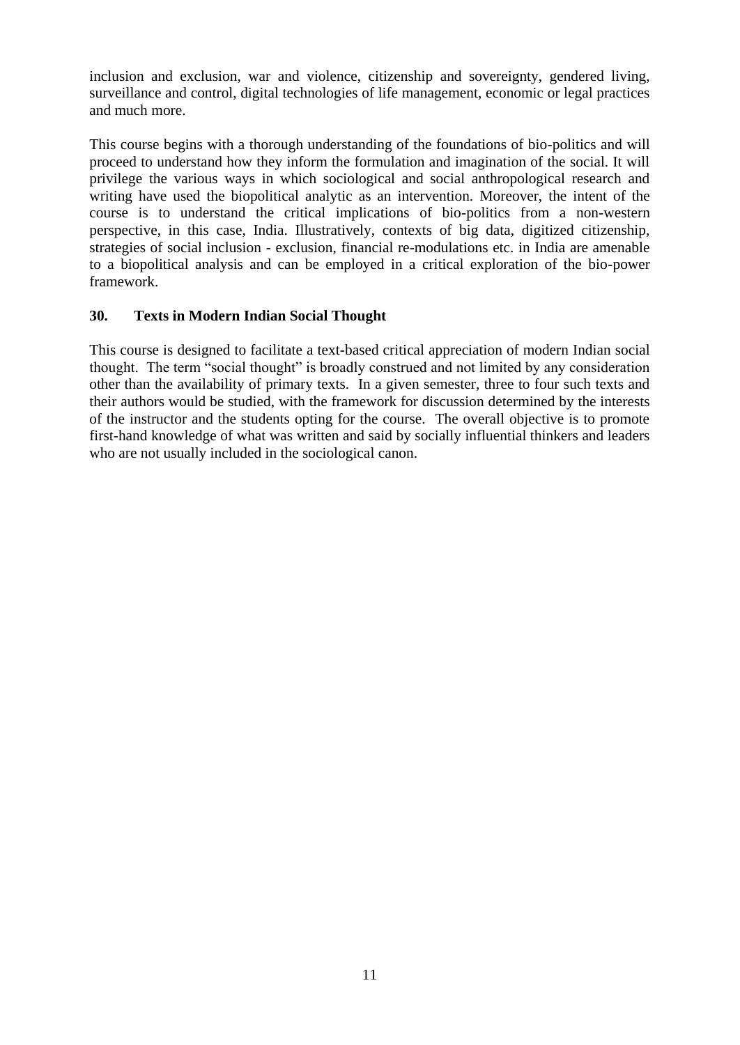inclusion and exclusion, war and violence, citizenship and sovereignty, gendered living, surveillance and control, digital technologies of life management, economic or legal practices and much more.

This course begins with a thorough understanding of the foundations of bio-politics and will proceed to understand how they inform the formulation and imagination of the social. It will privilege the various ways in which sociological and social anthropological research and writing have used the biopolitical analytic as an intervention. Moreover, the intent of the course is to understand the critical implications of bio-politics from a non-western perspective, in this case, India. Illustratively, contexts of big data, digitized citizenship, strategies of social inclusion - exclusion, financial re-modulations etc. in India are amenable to a biopolitical analysis and can be employed in a critical exploration of the bio-power framework.

**30. Texts in Modern Indian Social Thought**

This course is designed to facilitate a text-based critical appreciation of modern Indian social thought. The term "social thought" is broadly construed and not limited by any consideration other than the availability of primary texts. In a given semester, three to four such texts and their authors would be studied, with the framework for discussion determined by the interests of the instructor and the students opting for the course. The overall objective is to promote first-hand knowledge of what was written and said by socially influential thinkers and leaders who are not usually included in the sociological canon.